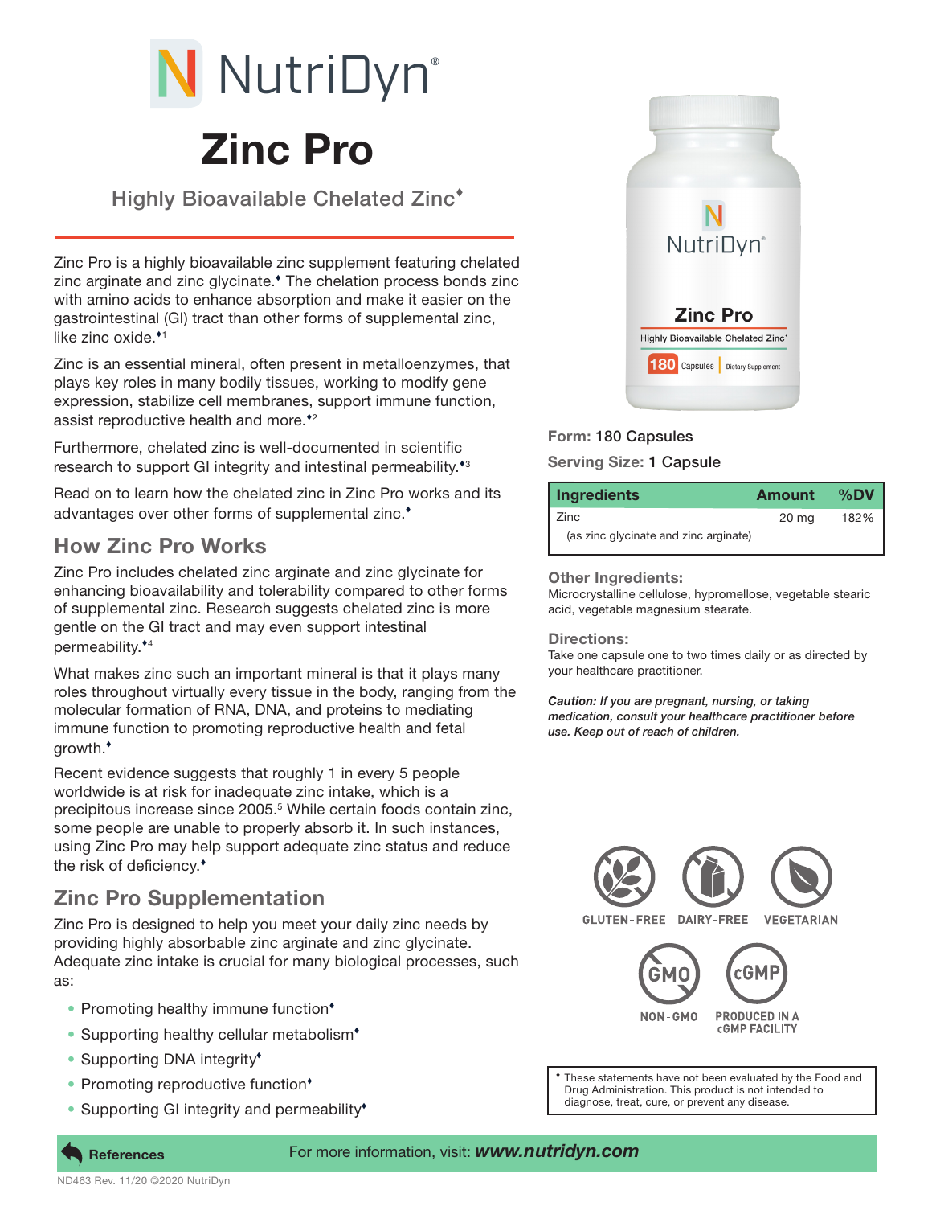# NutriDyn®

# Zinc Pro

## Highly Bioavailable Chelated Zinc♦

Zinc Pro is a highly bioavailable zinc supplement featuring chelated zinc arginate and zinc glycinate.♦ The chelation process bonds zinc with amino acids to enhance absorption and make it easier on the gastrointestinal (GI) tract than other forms of supplemental zinc, like zinc oxide.♦[1]

Zinc is an essential mineral, often present in metalloenzymes, that plays key roles in many bodily tissues, working to modify gene expression, stabilize cell membranes, support immune function, assist reproductive health and more.♦[2]

Furthermore, chelated zinc is well-documented in scientific research to support GI integrity and intestinal permeability.♦[3]

Read on to learn how the chelated zinc in Zinc Pro works and its advantages over other forms of supplemental zinc.♦

## How Zinc Pro Works

Zinc Pro includes chelated zinc arginate and zinc glycinate for enhancing bioavailability and tolerability compared to other forms of supplemental zinc. Research suggests chelated zinc is more gentle on the GI tract and may even support intestinal permeability.♦[4]

What makes zinc such an important mineral is that it plays many roles throughout virtually every tissue in the body, ranging from the molecular formation of RNA, DNA, and proteins to mediating immune function to promoting reproductive health and fetal growth.♦

Recent evidence suggests that roughly 1 in every 5 people worldwide is at risk for inadequate zinc intake, which is a precipitous increase since 2005.[5] While certain foods contain zinc, some people are unable to properly absorb it. In such instances, using Zinc Pro may help support adequate zinc status and reduce the risk of deficiency.♦

## Zinc Pro Supplementation

Zinc Pro is designed to help you meet your daily zinc needs by providing highly absorbable zinc arginate and zinc glycinate. Adequate zinc intake is crucial for many biological processes, such as:

- Promoting healthy immune function♦
- Supporting healthy cellular metabolism♦
- Supporting DNA integrity♦
- Promoting reproductive function♦
- Supporting GI integrity and permeability♦

**Form:** 180 Capsules

**Serving Size:** 1 Capsule

| Ingredients | Amount | %DV |
|---|---|---|
| Zinc (as zinc glycinate and zinc arginate) | 20 mg | 182% |

### Other Ingredients:

Microcrystalline cellulose, hypromellose, vegetable stearic acid, vegetable magnesium stearate.

### Directions:

Take one capsule one to two times daily or as directed by your healthcare practitioner.

***Caution:** If you are pregnant, nursing, or taking medication, consult your healthcare practitioner before use. Keep out of reach of children.*

GLUTEN-FREE · DAIRY-FREE · VEGETARIAN · NON-GMO · PRODUCED IN A cGMP FACILITY

♦ These statements have not been evaluated by the Food and Drug Administration. This product is not intended to diagnose, treat, cure, or prevent any disease.

**References** For more information, visit: ***www.nutridyn.com***

ND463 Rev. 11/20 ©2020 NutriDyn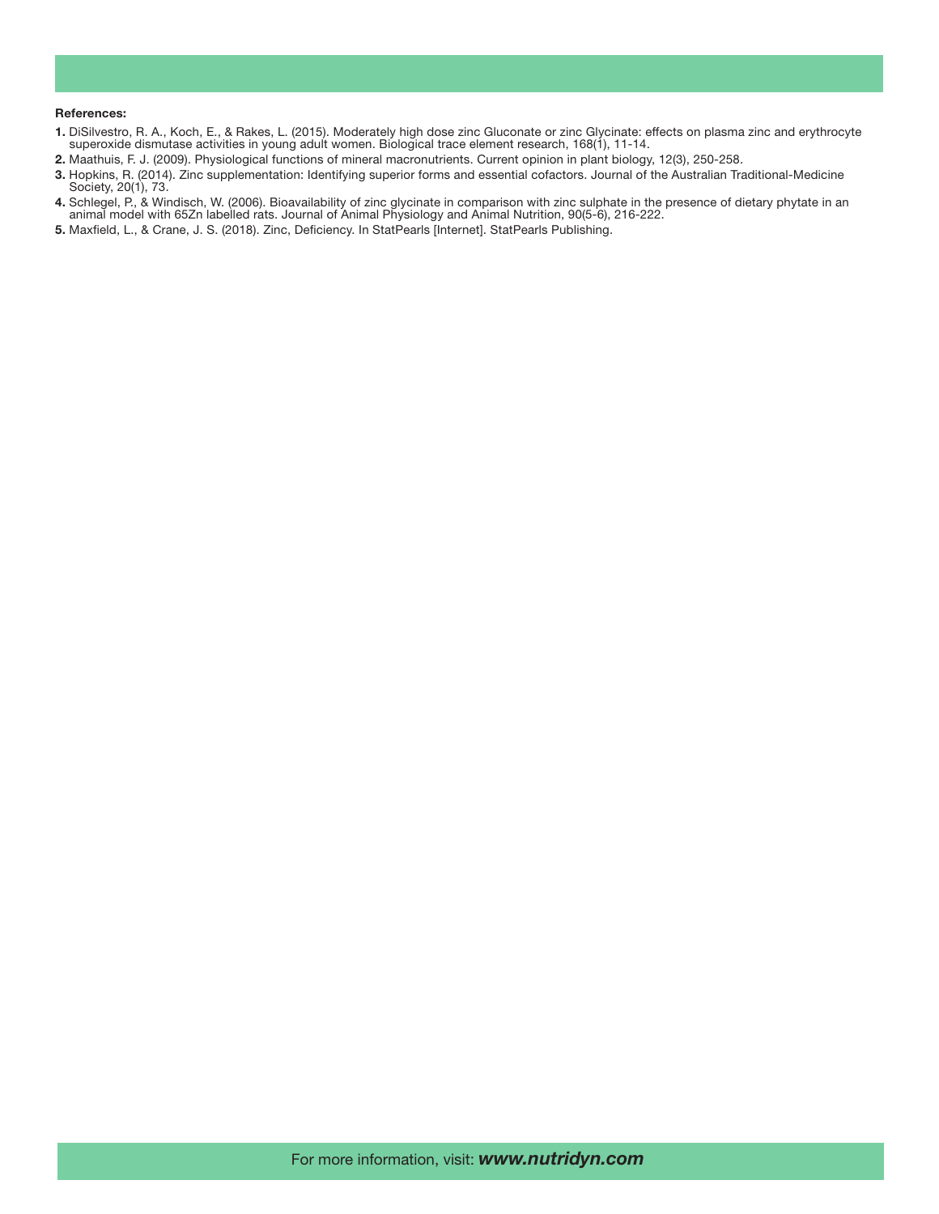**References:**

1. DiSilvestro, R. A., Koch, E., & Rakes, L. (2015). Moderately high dose zinc Gluconate or zinc Glycinate: effects on plasma zinc and erythrocyte superoxide dismutase activities in young adult women. Biological trace element research, 168(1), 11-14.
2. Maathuis, F. J. (2009). Physiological functions of mineral macronutrients. Current opinion in plant biology, 12(3), 250-258.
3. Hopkins, R. (2014). Zinc supplementation: Identifying superior forms and essential cofactors. Journal of the Australian Traditional-Medicine Society, 20(1), 73.
4. Schlegel, P., & Windisch, W. (2006). Bioavailability of zinc glycinate in comparison with zinc sulphate in the presence of dietary phytate in an animal model with 65Zn labelled rats. Journal of Animal Physiology and Animal Nutrition, 90(5-6), 216-222.
5. Maxfield, L., & Crane, J. S. (2018). Zinc, Deficiency. In StatPearls [Internet]. StatPearls Publishing.

For more information, visit: ***www.nutridyn.com***